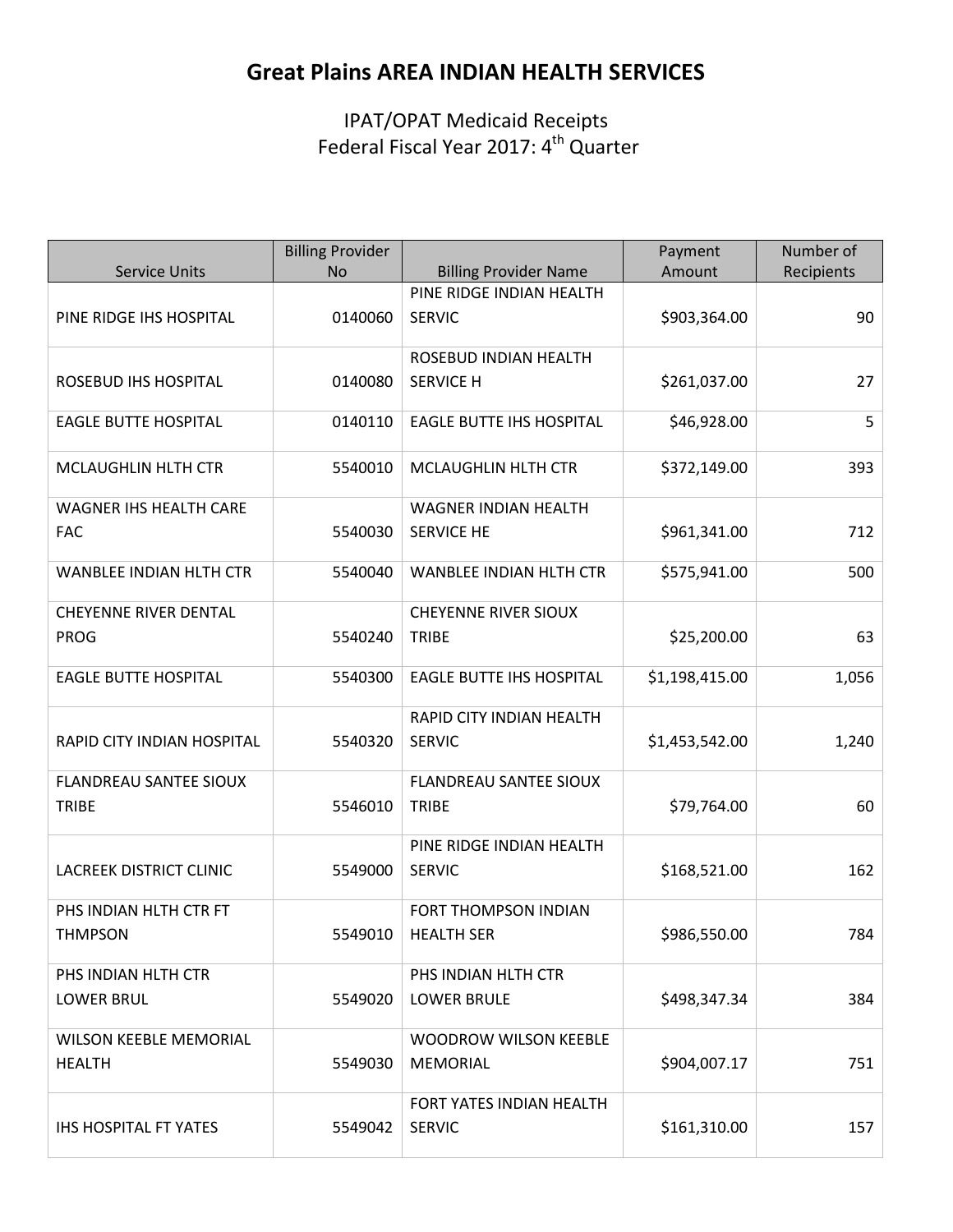# Great Plains AREA INDIAN HEALTH SERVICES

## IPAT/OPAT Medicaid Receipts
## Federal Fiscal Year 2017: 4th Quarter

| Service Units | Billing Provider No | Billing Provider Name | Payment Amount | Number of Recipients |
|---|---|---|---|---|
| PINE RIDGE IHS HOSPITAL | 0140060 | PINE RIDGE INDIAN HEALTH SERVIC | $903,364.00 | 90 |
| ROSEBUD IHS HOSPITAL | 0140080 | ROSEBUD INDIAN HEALTH SERVICE H | $261,037.00 | 27 |
| EAGLE BUTTE HOSPITAL | 0140110 | EAGLE BUTTE IHS HOSPITAL | $46,928.00 | 5 |
| MCLAUGHLIN HLTH CTR | 5540010 | MCLAUGHLIN HLTH CTR | $372,149.00 | 393 |
| WAGNER IHS HEALTH CARE FAC | 5540030 | WAGNER INDIAN HEALTH SERVICE HE | $961,341.00 | 712 |
| WANBLEE INDIAN HLTH CTR | 5540040 | WANBLEE INDIAN HLTH CTR | $575,941.00 | 500 |
| CHEYENNE RIVER DENTAL PROG | 5540240 | CHEYENNE RIVER SIOUX TRIBE | $25,200.00 | 63 |
| EAGLE BUTTE HOSPITAL | 5540300 | EAGLE BUTTE IHS HOSPITAL | $1,198,415.00 | 1,056 |
| RAPID CITY INDIAN HOSPITAL | 5540320 | RAPID CITY INDIAN HEALTH SERVIC | $1,453,542.00 | 1,240 |
| FLANDREAU SANTEE SIOUX TRIBE | 5546010 | FLANDREAU SANTEE SIOUX TRIBE | $79,764.00 | 60 |
| LACREEK DISTRICT CLINIC | 5549000 | PINE RIDGE INDIAN HEALTH SERVIC | $168,521.00 | 162 |
| PHS INDIAN HLTH CTR FT THMPSON | 5549010 | FORT THOMPSON INDIAN HEALTH SER | $986,550.00 | 784 |
| PHS INDIAN HLTH CTR LOWER BRUL | 5549020 | PHS INDIAN HLTH CTR LOWER BRULE | $498,347.34 | 384 |
| WILSON KEEBLE MEMORIAL HEALTH | 5549030 | WOODROW WILSON KEEBLE MEMORIAL | $904,007.17 | 751 |
| IHS HOSPITAL FT YATES | 5549042 | FORT YATES INDIAN HEALTH SERVIC | $161,310.00 | 157 |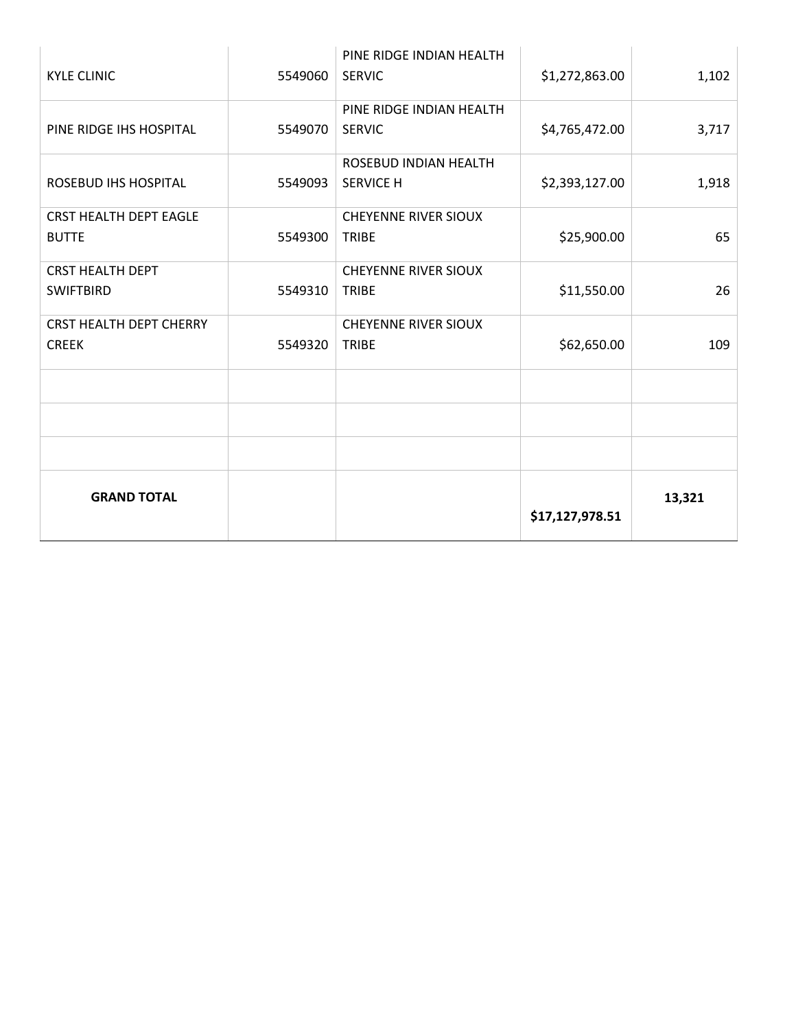| | | | | |
|---|---|---|---|---|
| KYLE CLINIC | 5549060 | PINE RIDGE INDIAN HEALTH SERVIC | $1,272,863.00 | 1,102 |
| PINE RIDGE IHS HOSPITAL | 5549070 | PINE RIDGE INDIAN HEALTH SERVIC | $4,765,472.00 | 3,717 |
| ROSEBUD IHS HOSPITAL | 5549093 | ROSEBUD INDIAN HEALTH SERVICE H | $2,393,127.00 | 1,918 |
| CRST HEALTH DEPT EAGLE BUTTE | 5549300 | CHEYENNE RIVER SIOUX TRIBE | $25,900.00 | 65 |
| CRST HEALTH DEPT SWIFTBIRD | 5549310 | CHEYENNE RIVER SIOUX TRIBE | $11,550.00 | 26 |
| CRST HEALTH DEPT CHERRY CREEK | 5549320 | CHEYENNE RIVER SIOUX TRIBE | $62,650.00 | 109 |
| | | | | |
| | | | | |
| | | | | |
| **GRAND TOTAL** | | | **$17,127,978.51** | **13,321** |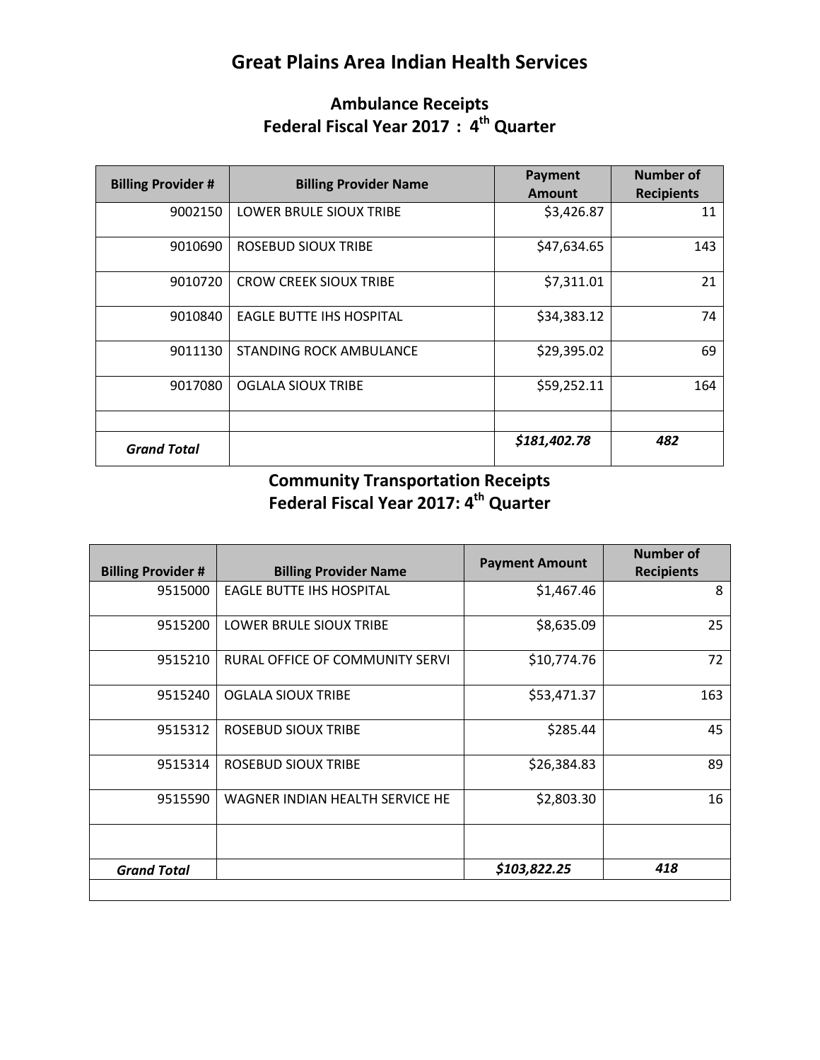# Great Plains Area Indian Health Services

## Ambulance Receipts
## Federal Fiscal Year 2017 : 4th Quarter

| Billing Provider # | Billing Provider Name | Payment Amount | Number of Recipients |
|---|---|---|---|
| 9002150 | LOWER BRULE SIOUX TRIBE | $3,426.87 | 11 |
| 9010690 | ROSEBUD SIOUX TRIBE | $47,634.65 | 143 |
| 9010720 | CROW CREEK SIOUX TRIBE | $7,311.01 | 21 |
| 9010840 | EAGLE BUTTE IHS HOSPITAL | $34,383.12 | 74 |
| 9011130 | STANDING ROCK AMBULANCE | $29,395.02 | 69 |
| 9017080 | OGLALA SIOUX TRIBE | $59,252.11 | 164 |
| | | | |
| *Grand Total* | | *$181,402.78* | *482* |

## Community Transportation Receipts
## Federal Fiscal Year 2017: 4th Quarter

| Billing Provider # | Billing Provider Name | Payment Amount | Number of Recipients |
|---|---|---|---|
| 9515000 | EAGLE BUTTE IHS HOSPITAL | $1,467.46 | 8 |
| 9515200 | LOWER BRULE SIOUX TRIBE | $8,635.09 | 25 |
| 9515210 | RURAL OFFICE OF COMMUNITY SERVI | $10,774.76 | 72 |
| 9515240 | OGLALA SIOUX TRIBE | $53,471.37 | 163 |
| 9515312 | ROSEBUD SIOUX TRIBE | $285.44 | 45 |
| 9515314 | ROSEBUD SIOUX TRIBE | $26,384.83 | 89 |
| 9515590 | WAGNER INDIAN HEALTH SERVICE HE | $2,803.30 | 16 |
| | | | |
| *Grand Total* | | *$103,822.25* | *418* |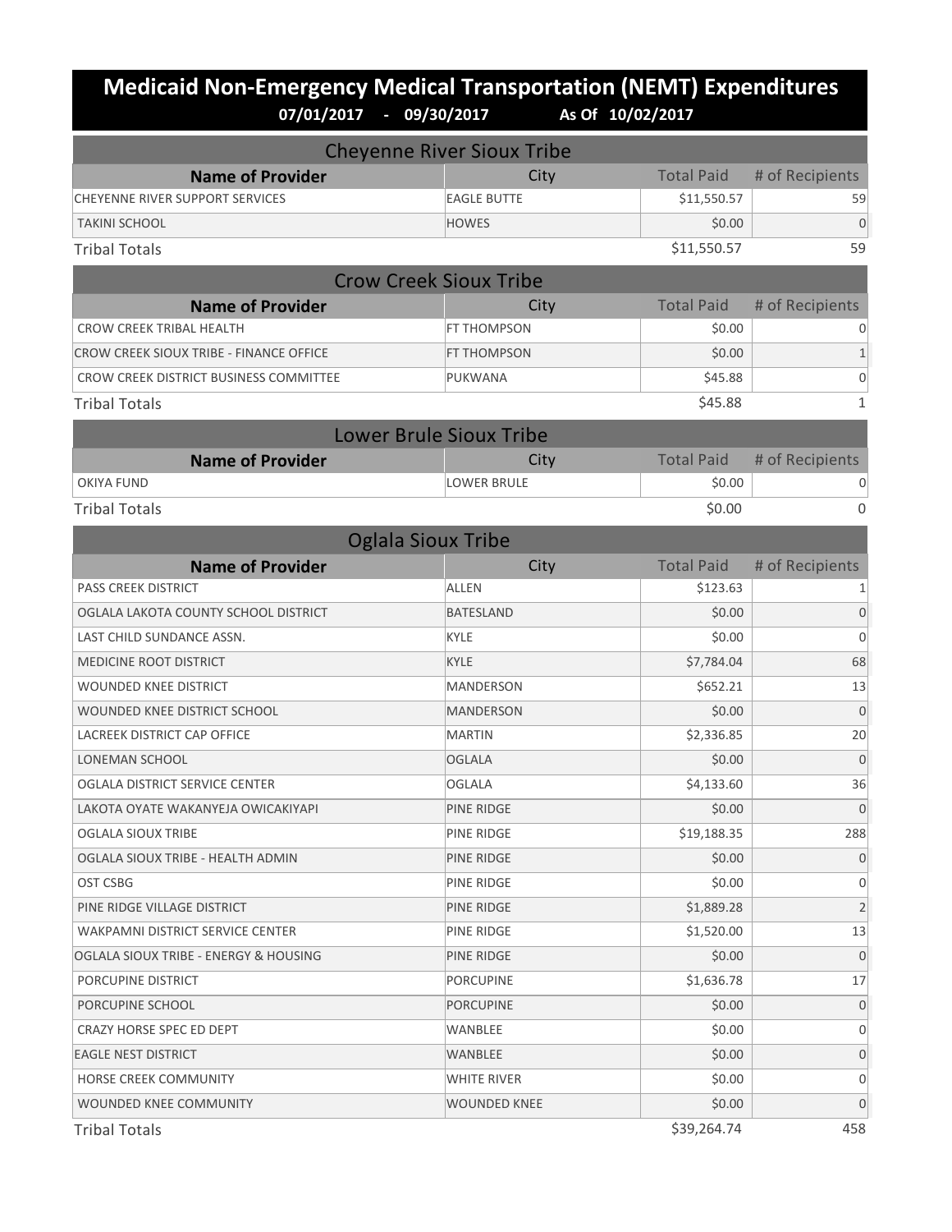# Medicaid Non-Emergency Medical Transportation (NEMT) Expenditures

**07/01/2017 - 09/30/2017 As Of 10/02/2017**

## Cheyenne River Sioux Tribe

| Name of Provider | City | Total Paid | # of Recipients |
|---|---|---|---|
| CHEYENNE RIVER SUPPORT SERVICES | EAGLE BUTTE | $11,550.57 | 59 |
| TAKINI SCHOOL | HOWES | $0.00 | 0 |
| Tribal Totals | | $11,550.57 | 59 |

## Crow Creek Sioux Tribe

| Name of Provider | City | Total Paid | # of Recipients |
|---|---|---|---|
| CROW CREEK TRIBAL HEALTH | FT THOMPSON | $0.00 | 0 |
| CROW CREEK SIOUX TRIBE - FINANCE OFFICE | FT THOMPSON | $0.00 | 1 |
| CROW CREEK DISTRICT BUSINESS COMMITTEE | PUKWANA | $45.88 | 0 |
| Tribal Totals | | $45.88 | 1 |

## Lower Brule Sioux Tribe

| Name of Provider | City | Total Paid | # of Recipients |
|---|---|---|---|
| OKIYA FUND | LOWER BRULE | $0.00 | 0 |
| Tribal Totals | | $0.00 | 0 |

## Oglala Sioux Tribe

| Name of Provider | City | Total Paid | # of Recipients |
|---|---|---|---|
| PASS CREEK DISTRICT | ALLEN | $123.63 | 1 |
| OGLALA LAKOTA COUNTY SCHOOL DISTRICT | BATESLAND | $0.00 | 0 |
| LAST CHILD SUNDANCE ASSN. | KYLE | $0.00 | 0 |
| MEDICINE ROOT DISTRICT | KYLE | $7,784.04 | 68 |
| WOUNDED KNEE DISTRICT | MANDERSON | $652.21 | 13 |
| WOUNDED KNEE DISTRICT SCHOOL | MANDERSON | $0.00 | 0 |
| LACREEK DISTRICT CAP OFFICE | MARTIN | $2,336.85 | 20 |
| LONEMAN SCHOOL | OGLALA | $0.00 | 0 |
| OGLALA DISTRICT SERVICE CENTER | OGLALA | $4,133.60 | 36 |
| LAKOTA OYATE WAKANYEJA OWICAKIYAPI | PINE RIDGE | $0.00 | 0 |
| OGLALA SIOUX TRIBE | PINE RIDGE | $19,188.35 | 288 |
| OGLALA SIOUX TRIBE - HEALTH ADMIN | PINE RIDGE | $0.00 | 0 |
| OST CSBG | PINE RIDGE | $0.00 | 0 |
| PINE RIDGE VILLAGE DISTRICT | PINE RIDGE | $1,889.28 | 2 |
| WAKPAMNI DISTRICT SERVICE CENTER | PINE RIDGE | $1,520.00 | 13 |
| OGLALA SIOUX TRIBE - ENERGY & HOUSING | PINE RIDGE | $0.00 | 0 |
| PORCUPINE DISTRICT | PORCUPINE | $1,636.78 | 17 |
| PORCUPINE SCHOOL | PORCUPINE | $0.00 | 0 |
| CRAZY HORSE SPEC ED DEPT | WANBLEE | $0.00 | 0 |
| EAGLE NEST DISTRICT | WANBLEE | $0.00 | 0 |
| HORSE CREEK COMMUNITY | WHITE RIVER | $0.00 | 0 |
| WOUNDED KNEE COMMUNITY | WOUNDED KNEE | $0.00 | 0 |
| Tribal Totals | | $39,264.74 | 458 |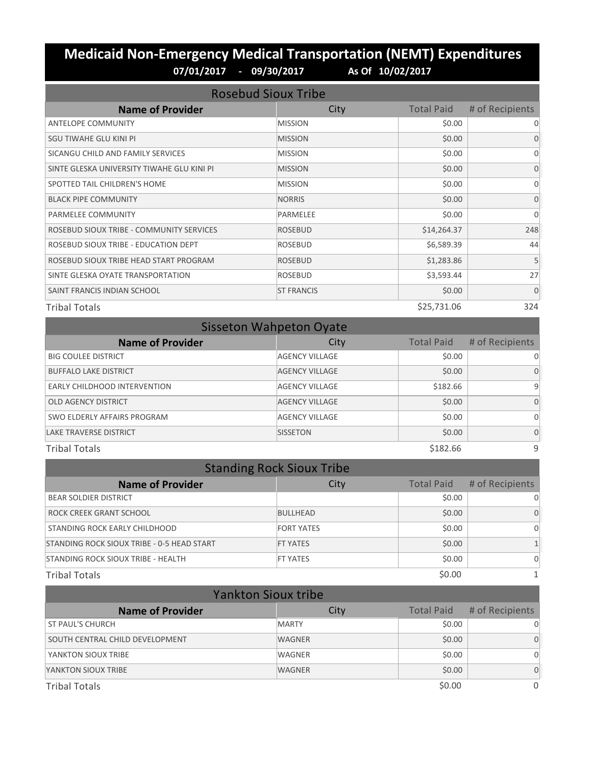# Medicaid Non-Emergency Medical Transportation (NEMT) Expenditures

**07/01/2017 - 09/30/2017 As Of 10/02/2017**

## Rosebud Sioux Tribe

| Name of Provider | City | Total Paid | # of Recipients |
|---|---|---|---|
| ANTELOPE COMMUNITY | MISSION | $0.00 | 0 |
| SGU TIWAHE GLU KINI PI | MISSION | $0.00 | 0 |
| SICANGU CHILD AND FAMILY SERVICES | MISSION | $0.00 | 0 |
| SINTE GLESKA UNIVERSITY TIWAHE GLU KINI PI | MISSION | $0.00 | 0 |
| SPOTTED TAIL CHILDREN'S HOME | MISSION | $0.00 | 0 |
| BLACK PIPE COMMUNITY | NORRIS | $0.00 | 0 |
| PARMELEE COMMUNITY | PARMELEE | $0.00 | 0 |
| ROSEBUD SIOUX TRIBE - COMMUNITY SERVICES | ROSEBUD | $14,264.37 | 248 |
| ROSEBUD SIOUX TRIBE - EDUCATION DEPT | ROSEBUD | $6,589.39 | 44 |
| ROSEBUD SIOUX TRIBE HEAD START PROGRAM | ROSEBUD | $1,283.86 | 5 |
| SINTE GLESKA OYATE TRANSPORTATION | ROSEBUD | $3,593.44 | 27 |
| SAINT FRANCIS INDIAN SCHOOL | ST FRANCIS | $0.00 | 0 |
| Tribal Totals | | $25,731.06 | 324 |

## Sisseton Wahpeton Oyate

| Name of Provider | City | Total Paid | # of Recipients |
|---|---|---|---|
| BIG COULEE DISTRICT | AGENCY VILLAGE | $0.00 | 0 |
| BUFFALO LAKE DISTRICT | AGENCY VILLAGE | $0.00 | 0 |
| EARLY CHILDHOOD INTERVENTION | AGENCY VILLAGE | $182.66 | 9 |
| OLD AGENCY DISTRICT | AGENCY VILLAGE | $0.00 | 0 |
| SWO ELDERLY AFFAIRS PROGRAM | AGENCY VILLAGE | $0.00 | 0 |
| LAKE TRAVERSE DISTRICT | SISSETON | $0.00 | 0 |
| Tribal Totals | | $182.66 | 9 |

## Standing Rock Sioux Tribe

| Name of Provider | City | Total Paid | # of Recipients |
|---|---|---|---|
| BEAR SOLDIER DISTRICT | | $0.00 | 0 |
| ROCK CREEK GRANT SCHOOL | BULLHEAD | $0.00 | 0 |
| STANDING ROCK EARLY CHILDHOOD | FORT YATES | $0.00 | 0 |
| STANDING ROCK SIOUX TRIBE - 0-5 HEAD START | FT YATES | $0.00 | 1 |
| STANDING ROCK SIOUX TRIBE - HEALTH | FT YATES | $0.00 | 0 |
| Tribal Totals | | $0.00 | 1 |

## Yankton Sioux tribe

| Name of Provider | City | Total Paid | # of Recipients |
|---|---|---|---|
| ST PAUL'S CHURCH | MARTY | $0.00 | 0 |
| SOUTH CENTRAL CHILD DEVELOPMENT | WAGNER | $0.00 | 0 |
| YANKTON SIOUX TRIBE | WAGNER | $0.00 | 0 |
| YANKTON SIOUX TRIBE | WAGNER | $0.00 | 0 |
| Tribal Totals | | $0.00 | 0 |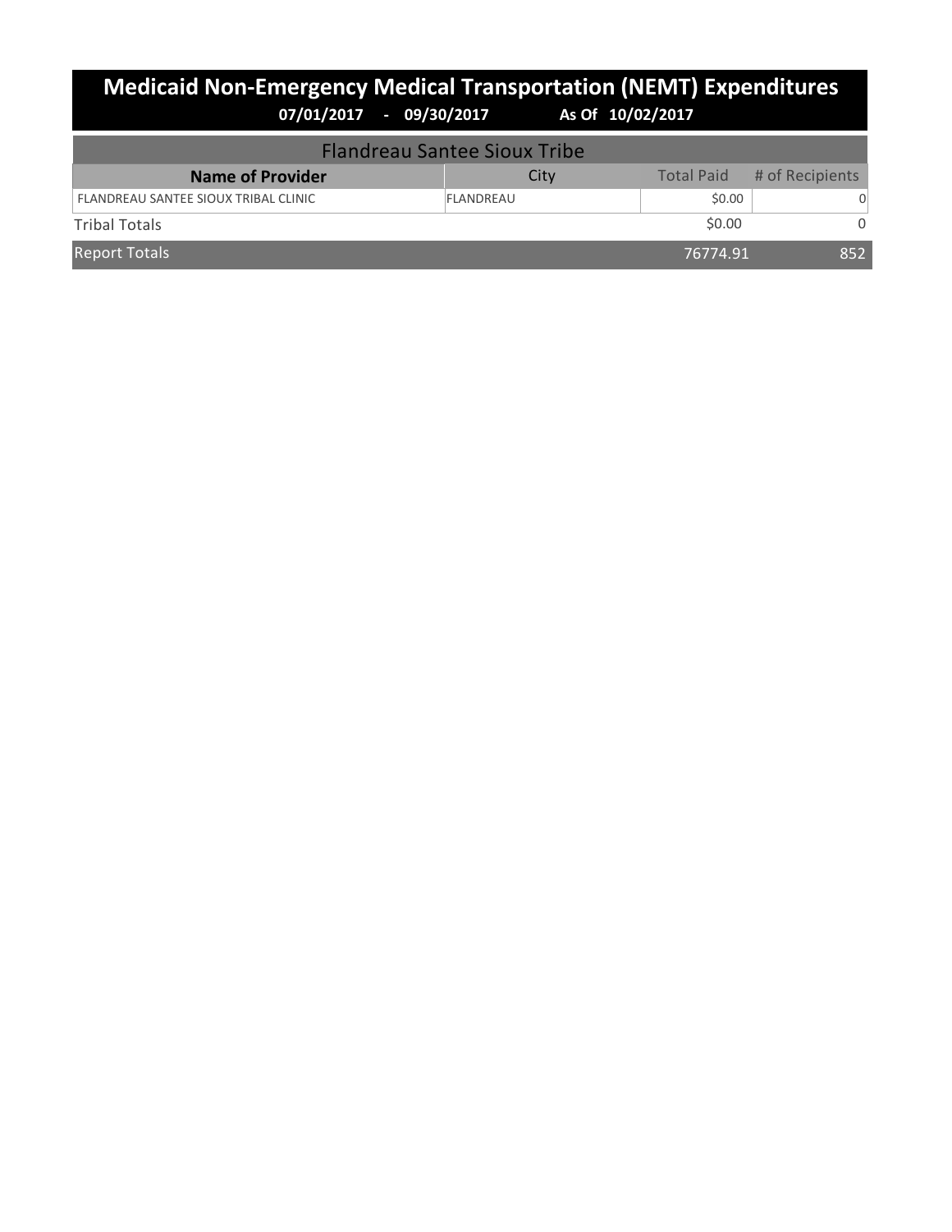# Medicaid Non-Emergency Medical Transportation (NEMT) Expenditures

**07/01/2017 - 09/30/2017 As Of 10/02/2017**

## Flandreau Santee Sioux Tribe

| Name of Provider | City | Total Paid | # of Recipients |
|---|---|---|---|
| FLANDREAU SANTEE SIOUX TRIBAL CLINIC | FLANDREAU | $0.00 | 0 |
| Tribal Totals | | $0.00 | 0 |
| Report Totals | | 76774.91 | 852 |